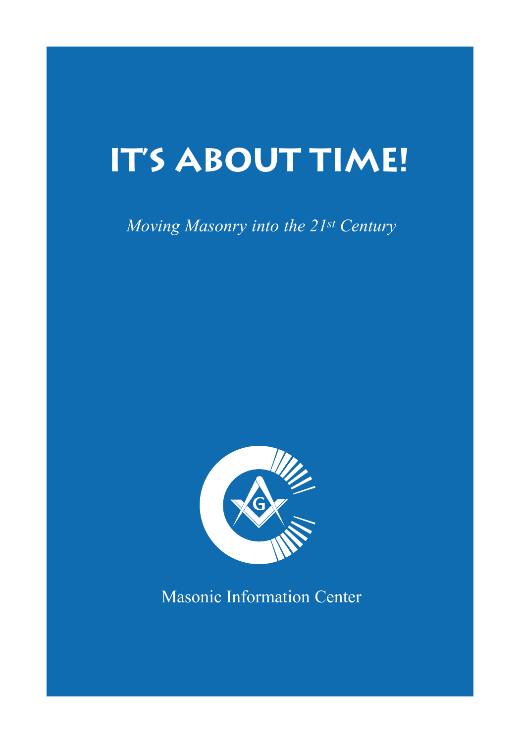# IT'S ABOUT TIME!

*Moving Masonry into the 21st Century*

Masonic Information Center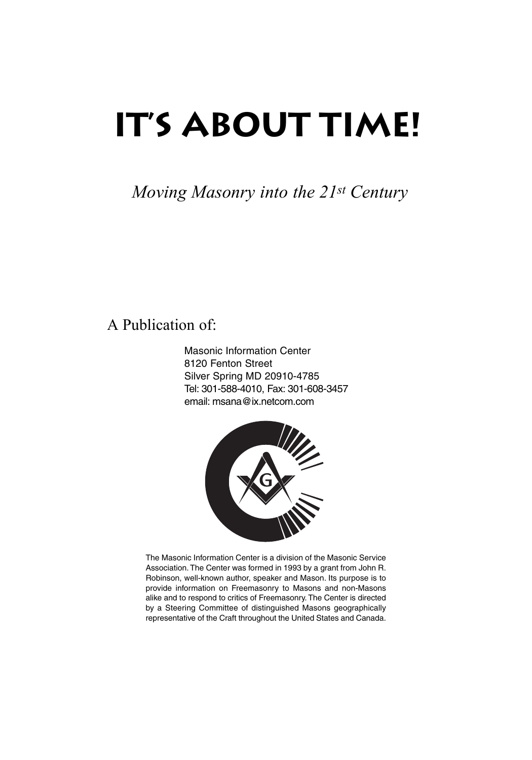# IT'S ABOUT TIME!

*Moving Masonry into the 21st Century*

A Publication of:

Masonic Information Center
8120 Fenton Street
Silver Spring MD 20910-4785
Tel: 301-588-4010, Fax: 301-608-3457
email: msana@ix.netcom.com

The Masonic Information Center is a division of the Masonic Service Association. The Center was formed in 1993 by a grant from John R. Robinson, well-known author, speaker and Mason. Its purpose is to provide information on Freemasonry to Masons and non-Masons alike and to respond to critics of Freemasonry. The Center is directed by a Steering Committee of distinguished Masons geographically representative of the Craft throughout the United States and Canada.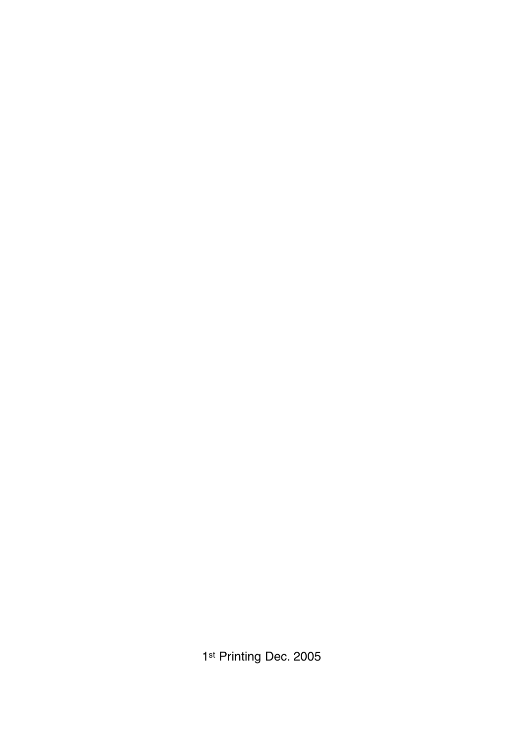1st Printing Dec. 2005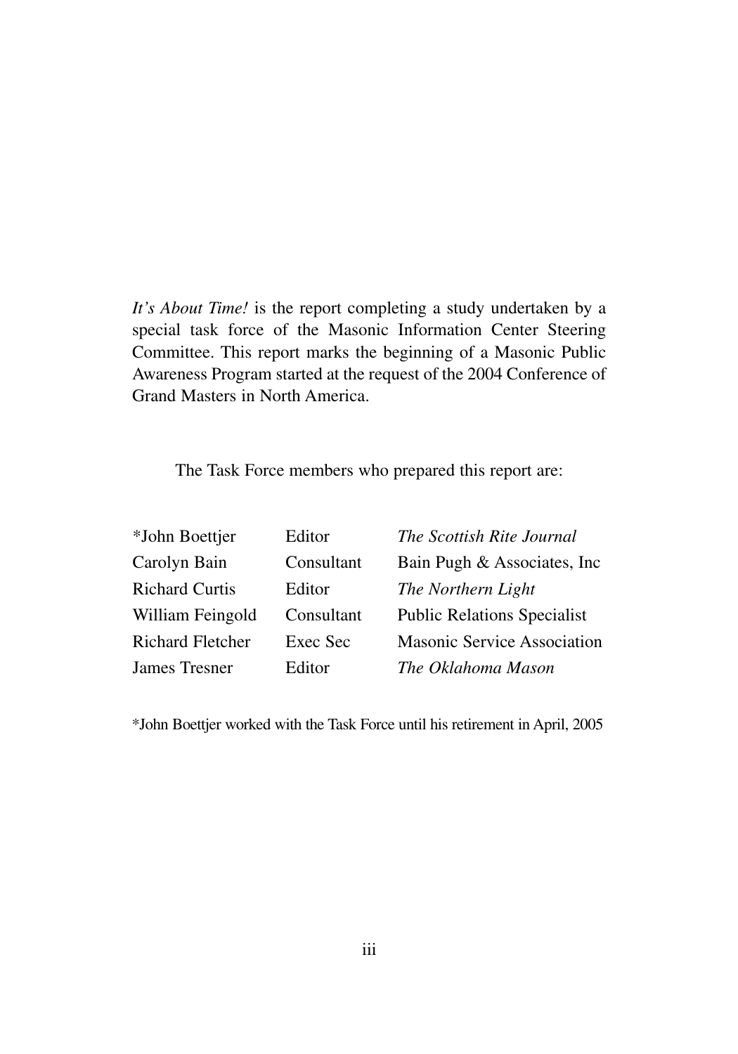*It's About Time!* is the report completing a study undertaken by a special task force of the Masonic Information Center Steering Committee. This report marks the beginning of a Masonic Public Awareness Program started at the request of the 2004 Conference of Grand Masters in North America.

The Task Force members who prepared this report are:

| | | |
|---|---|---|
| *John Boettjer | Editor | *The Scottish Rite Journal* |
| Carolyn Bain | Consultant | Bain Pugh & Associates, Inc |
| Richard Curtis | Editor | *The Northern Light* |
| William Feingold | Consultant | Public Relations Specialist |
| Richard Fletcher | Exec Sec | Masonic Service Association |
| James Tresner | Editor | *The Oklahoma Mason* |

*John Boettjer worked with the Task Force until his retirement in April, 2005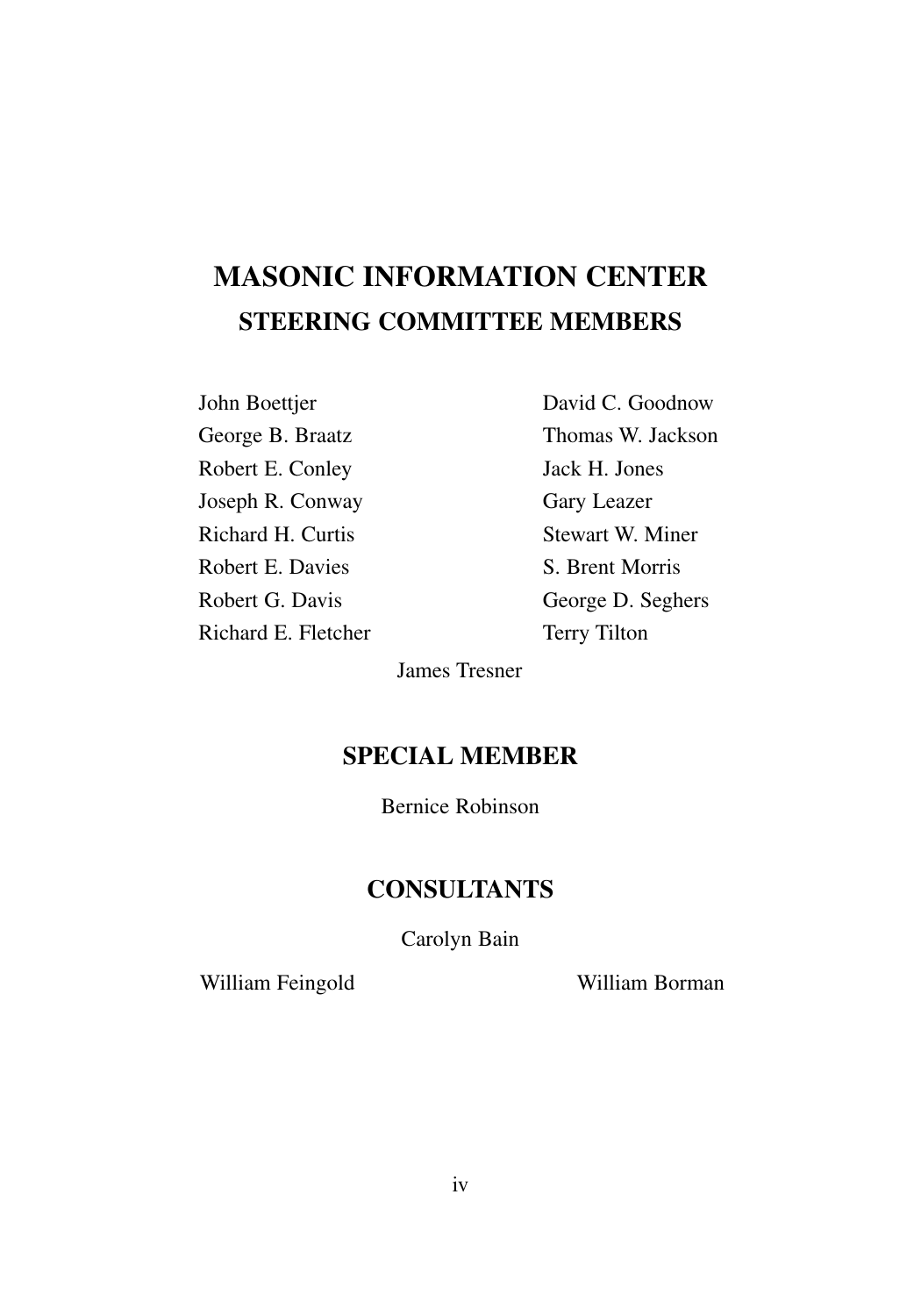# MASONIC INFORMATION CENTER

## STEERING COMMITTEE MEMBERS

John Boettjer
George B. Braatz
Robert E. Conley
Joseph R. Conway
Richard H. Curtis
Robert E. Davies
Robert G. Davis
Richard E. Fletcher
David C. Goodnow
Thomas W. Jackson
Jack H. Jones
Gary Leazer
Stewart W. Miner
S. Brent Morris
George D. Seghers
Terry Tilton
James Tresner

## SPECIAL MEMBER

Bernice Robinson

## CONSULTANTS

Carolyn Bain
William Feingold
William Borman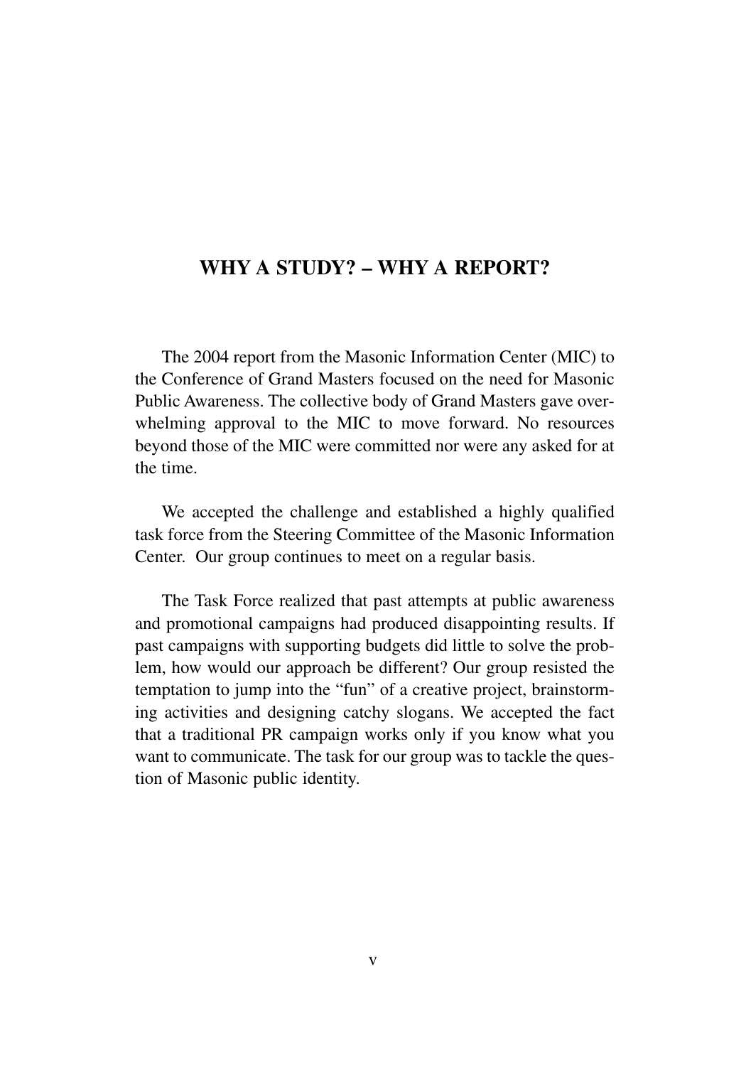## WHY A STUDY? – WHY A REPORT?

The 2004 report from the Masonic Information Center (MIC) to the Conference of Grand Masters focused on the need for Masonic Public Awareness. The collective body of Grand Masters gave overwhelming approval to the MIC to move forward. No resources beyond those of the MIC were committed nor were any asked for at the time.

We accepted the challenge and established a highly qualified task force from the Steering Committee of the Masonic Information Center. Our group continues to meet on a regular basis.

The Task Force realized that past attempts at public awareness and promotional campaigns had produced disappointing results. If past campaigns with supporting budgets did little to solve the problem, how would our approach be different? Our group resisted the temptation to jump into the "fun" of a creative project, brainstorming activities and designing catchy slogans. We accepted the fact that a traditional PR campaign works only if you know what you want to communicate. The task for our group was to tackle the question of Masonic public identity.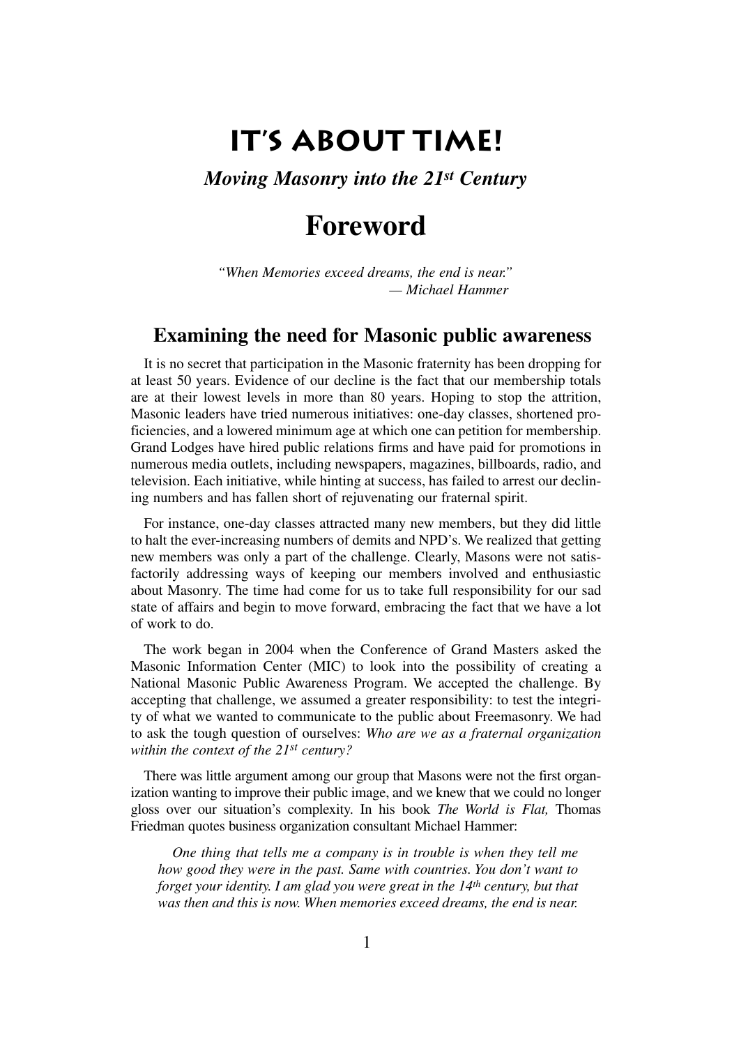# IT'S ABOUT TIME!

***Moving Masonry into the 21st Century***

# Foreword

*"When Memories exceed dreams, the end is near."*
*— Michael Hammer*

## Examining the need for Masonic public awareness

It is no secret that participation in the Masonic fraternity has been dropping for at least 50 years. Evidence of our decline is the fact that our membership totals are at their lowest levels in more than 80 years. Hoping to stop the attrition, Masonic leaders have tried numerous initiatives: one-day classes, shortened proficiencies, and a lowered minimum age at which one can petition for membership. Grand Lodges have hired public relations firms and have paid for promotions in numerous media outlets, including newspapers, magazines, billboards, radio, and television. Each initiative, while hinting at success, has failed to arrest our declining numbers and has fallen short of rejuvenating our fraternal spirit.

For instance, one-day classes attracted many new members, but they did little to halt the ever-increasing numbers of demits and NPD's. We realized that getting new members was only a part of the challenge. Clearly, Masons were not satisfactorily addressing ways of keeping our members involved and enthusiastic about Masonry. The time had come for us to take full responsibility for our sad state of affairs and begin to move forward, embracing the fact that we have a lot of work to do.

The work began in 2004 when the Conference of Grand Masters asked the Masonic Information Center (MIC) to look into the possibility of creating a National Masonic Public Awareness Program. We accepted the challenge. By accepting that challenge, we assumed a greater responsibility: to test the integrity of what we wanted to communicate to the public about Freemasonry. We had to ask the tough question of ourselves: *Who are we as a fraternal organization within the context of the 21st century?*

There was little argument among our group that Masons were not the first organization wanting to improve their public image, and we knew that we could no longer gloss over our situation's complexity. In his book *The World is Flat,* Thomas Friedman quotes business organization consultant Michael Hammer:

> *One thing that tells me a company is in trouble is when they tell me how good they were in the past. Same with countries. You don't want to forget your identity. I am glad you were great in the 14th century, but that was then and this is now. When memories exceed dreams, the end is near.*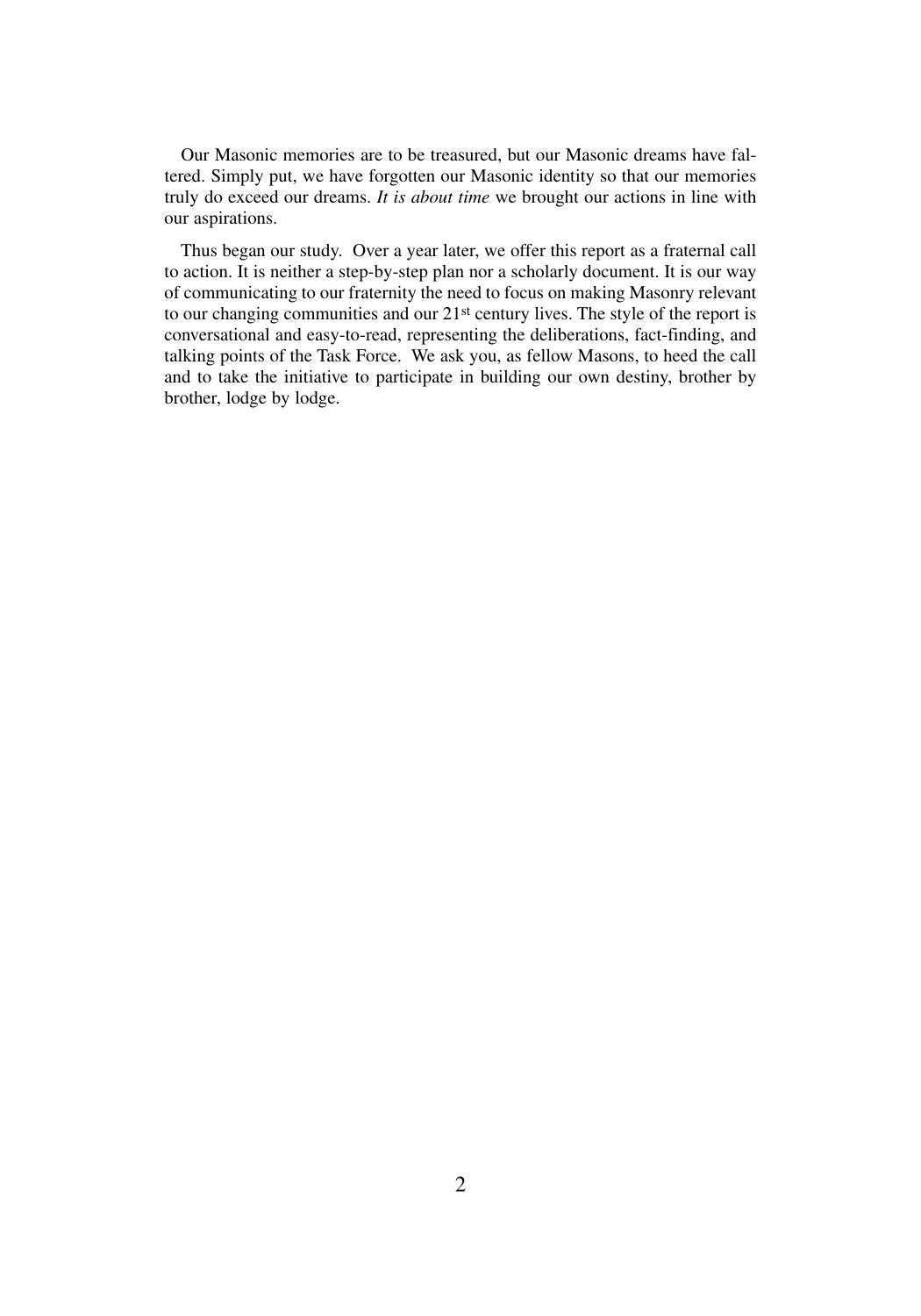Our Masonic memories are to be treasured, but our Masonic dreams have faltered. Simply put, we have forgotten our Masonic identity so that our memories truly do exceed our dreams. *It is about time* we brought our actions in line with our aspirations.

Thus began our study. Over a year later, we offer this report as a fraternal call to action. It is neither a step-by-step plan nor a scholarly document. It is our way of communicating to our fraternity the need to focus on making Masonry relevant to our changing communities and our 21st century lives. The style of the report is conversational and easy-to-read, representing the deliberations, fact-finding, and talking points of the Task Force. We ask you, as fellow Masons, to heed the call and to take the initiative to participate in building our own destiny, brother by brother, lodge by lodge.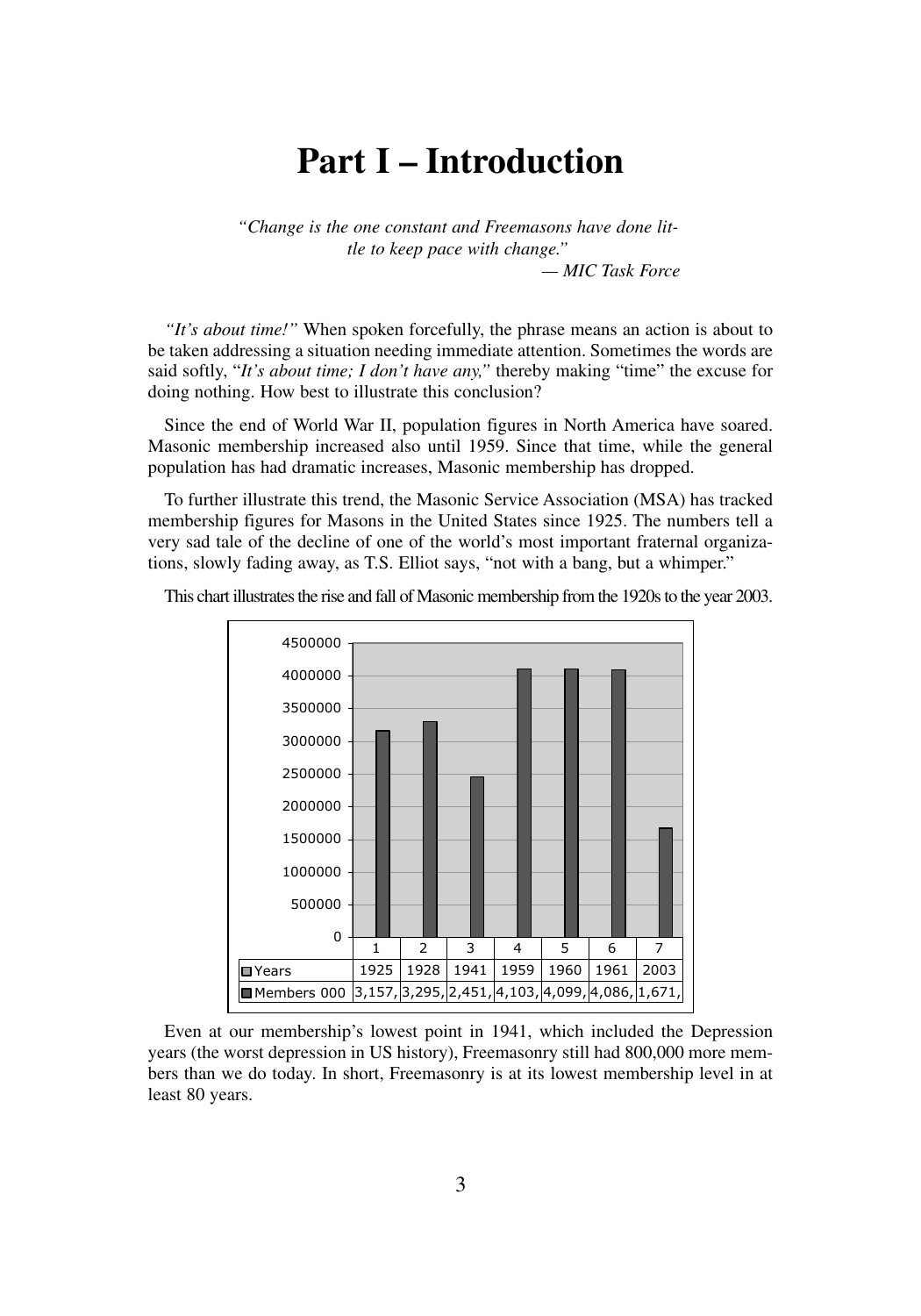# Part I – Introduction

*"Change is the one constant and Freemasons have done little to keep pace with change."*
*— MIC Task Force*

*"It's about time!"* When spoken forcefully, the phrase means an action is about to be taken addressing a situation needing immediate attention. Sometimes the words are said softly, "*It's about time; I don't have any,*" thereby making "time" the excuse for doing nothing. How best to illustrate this conclusion?

Since the end of World War II, population figures in North America have soared. Masonic membership increased also until 1959. Since that time, while the general population has had dramatic increases, Masonic membership has dropped.

To further illustrate this trend, the Masonic Service Association (MSA) has tracked membership figures for Masons in the United States since 1925. The numbers tell a very sad tale of the decline of one of the world's most important fraternal organizations, slowly fading away, as T.S. Elliot says, "not with a bang, but a whimper."

This chart illustrates the rise and fall of Masonic membership from the 1920s to the year 2003.

| | 1 | 2 | 3 | 4 | 5 | 6 | 7 |
|---|---|---|---|---|---|---|---|
| Years | 1925 | 1928 | 1941 | 1959 | 1960 | 1961 | 2003 |
| Members 000 | 3,157, | 3,295, | 2,451, | 4,103, | 4,099, | 4,086, | 1,671, |

Even at our membership's lowest point in 1941, which included the Depression years (the worst depression in US history), Freemasonry still had 800,000 more members than we do today. In short, Freemasonry is at its lowest membership level in at least 80 years.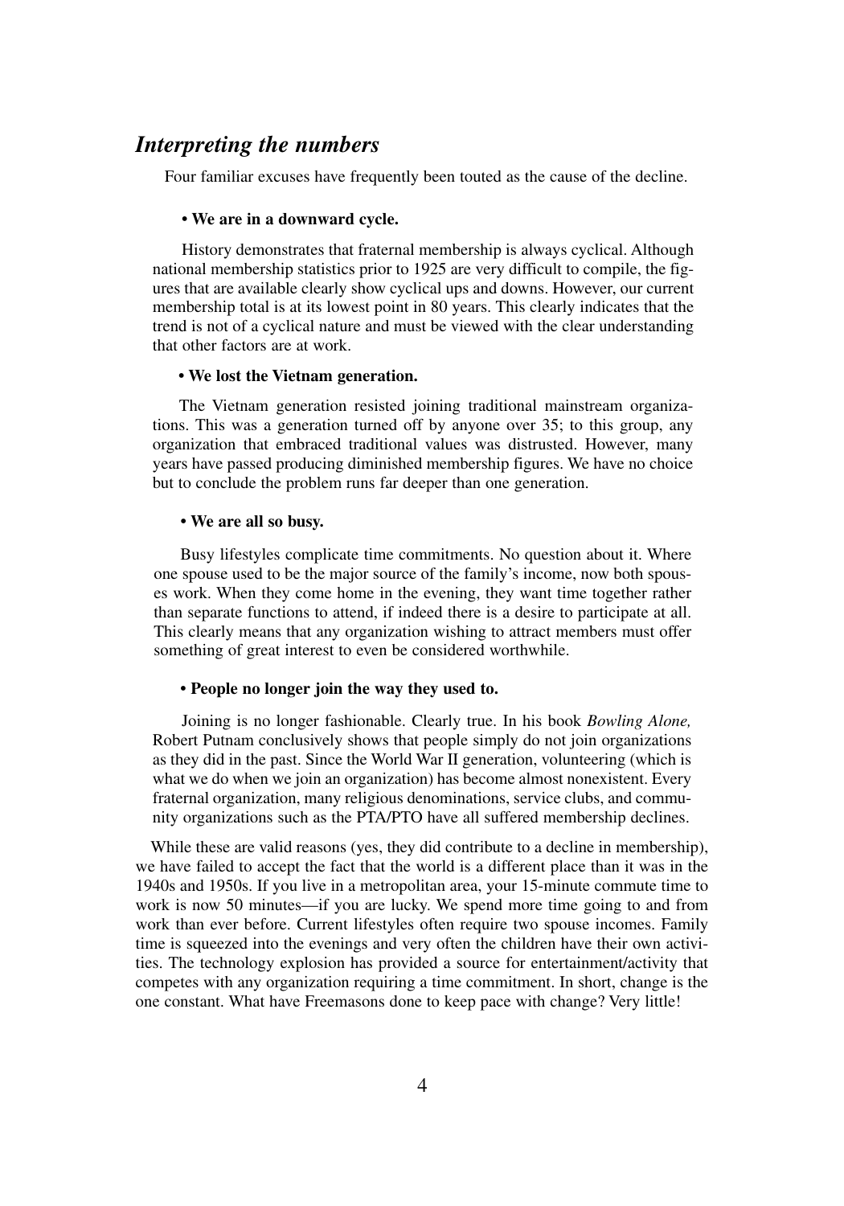## *Interpreting the numbers*

Four familiar excuses have frequently been touted as the cause of the decline.

**• We are in a downward cycle.**

History demonstrates that fraternal membership is always cyclical. Although national membership statistics prior to 1925 are very difficult to compile, the figures that are available clearly show cyclical ups and downs. However, our current membership total is at its lowest point in 80 years. This clearly indicates that the trend is not of a cyclical nature and must be viewed with the clear understanding that other factors are at work.

**• We lost the Vietnam generation.**

The Vietnam generation resisted joining traditional mainstream organizations. This was a generation turned off by anyone over 35; to this group, any organization that embraced traditional values was distrusted. However, many years have passed producing diminished membership figures. We have no choice but to conclude the problem runs far deeper than one generation.

**• We are all so busy.**

Busy lifestyles complicate time commitments. No question about it. Where one spouse used to be the major source of the family's income, now both spouses work. When they come home in the evening, they want time together rather than separate functions to attend, if indeed there is a desire to participate at all. This clearly means that any organization wishing to attract members must offer something of great interest to even be considered worthwhile.

**• People no longer join the way they used to.**

Joining is no longer fashionable. Clearly true. In his book *Bowling Alone,* Robert Putnam conclusively shows that people simply do not join organizations as they did in the past. Since the World War II generation, volunteering (which is what we do when we join an organization) has become almost nonexistent. Every fraternal organization, many religious denominations, service clubs, and community organizations such as the PTA/PTO have all suffered membership declines.

While these are valid reasons (yes, they did contribute to a decline in membership), we have failed to accept the fact that the world is a different place than it was in the 1940s and 1950s. If you live in a metropolitan area, your 15-minute commute time to work is now 50 minutes—if you are lucky. We spend more time going to and from work than ever before. Current lifestyles often require two spouse incomes. Family time is squeezed into the evenings and very often the children have their own activities. The technology explosion has provided a source for entertainment/activity that competes with any organization requiring a time commitment. In short, change is the one constant. What have Freemasons done to keep pace with change? Very little!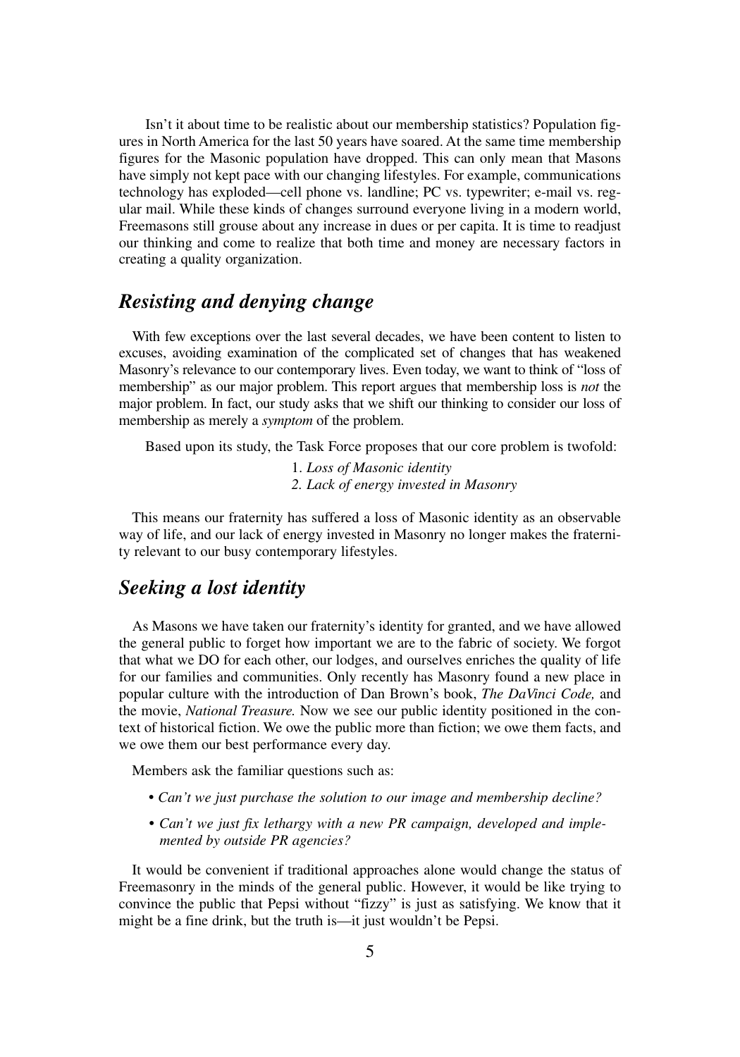Isn't it about time to be realistic about our membership statistics? Population figures in North America for the last 50 years have soared. At the same time membership figures for the Masonic population have dropped. This can only mean that Masons have simply not kept pace with our changing lifestyles. For example, communications technology has exploded—cell phone vs. landline; PC vs. typewriter; e-mail vs. regular mail. While these kinds of changes surround everyone living in a modern world, Freemasons still grouse about any increase in dues or per capita. It is time to readjust our thinking and come to realize that both time and money are necessary factors in creating a quality organization.

## *Resisting and denying change*

With few exceptions over the last several decades, we have been content to listen to excuses, avoiding examination of the complicated set of changes that has weakened Masonry's relevance to our contemporary lives. Even today, we want to think of "loss of membership" as our major problem. This report argues that membership loss is *not* the major problem. In fact, our study asks that we shift our thinking to consider our loss of membership as merely a *symptom* of the problem.

Based upon its study, the Task Force proposes that our core problem is twofold:

1. *Loss of Masonic identity*
2. *Lack of energy invested in Masonry*

This means our fraternity has suffered a loss of Masonic identity as an observable way of life, and our lack of energy invested in Masonry no longer makes the fraternity relevant to our busy contemporary lifestyles.

## *Seeking a lost identity*

As Masons we have taken our fraternity's identity for granted, and we have allowed the general public to forget how important we are to the fabric of society. We forgot that what we DO for each other, our lodges, and ourselves enriches the quality of life for our families and communities. Only recently has Masonry found a new place in popular culture with the introduction of Dan Brown's book, *The DaVinci Code,* and the movie, *National Treasure.* Now we see our public identity positioned in the context of historical fiction. We owe the public more than fiction; we owe them facts, and we owe them our best performance every day.

Members ask the familiar questions such as:

- *Can't we just purchase the solution to our image and membership decline?*
- *Can't we just fix lethargy with a new PR campaign, developed and implemented by outside PR agencies?*

It would be convenient if traditional approaches alone would change the status of Freemasonry in the minds of the general public. However, it would be like trying to convince the public that Pepsi without "fizzy" is just as satisfying. We know that it might be a fine drink, but the truth is—it just wouldn't be Pepsi.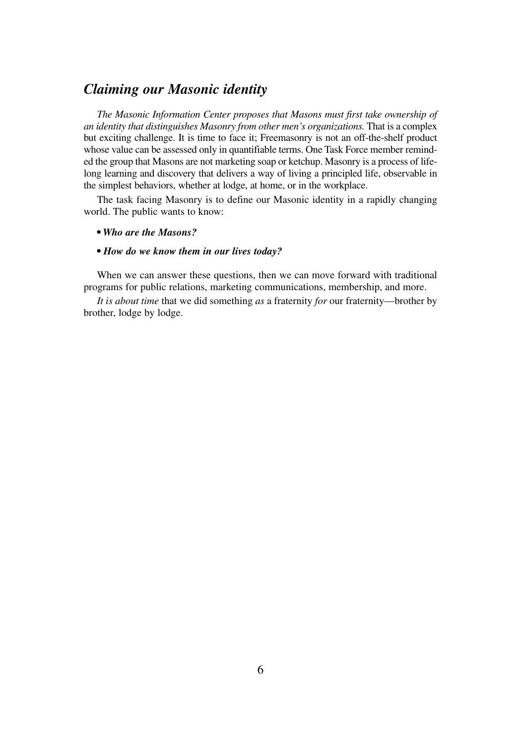## *Claiming our Masonic identity*

*The Masonic Information Center proposes that Masons must first take ownership of an identity that distinguishes Masonry from other men's organizations.* That is a complex but exciting challenge. It is time to face it; Freemasonry is not an off-the-shelf product whose value can be assessed only in quantifiable terms. One Task Force member reminded the group that Masons are not marketing soap or ketchup. Masonry is a process of lifelong learning and discovery that delivers a way of living a principled life, observable in the simplest behaviors, whether at lodge, at home, or in the workplace.

The task facing Masonry is to define our Masonic identity in a rapidly changing world. The public wants to know:

- ***Who are the Masons?***
- ***How do we know them in our lives today?***

When we can answer these questions, then we can move forward with traditional programs for public relations, marketing communications, membership, and more.

*It is about time* that we did something *as* a fraternity *for* our fraternity—brother by brother, lodge by lodge.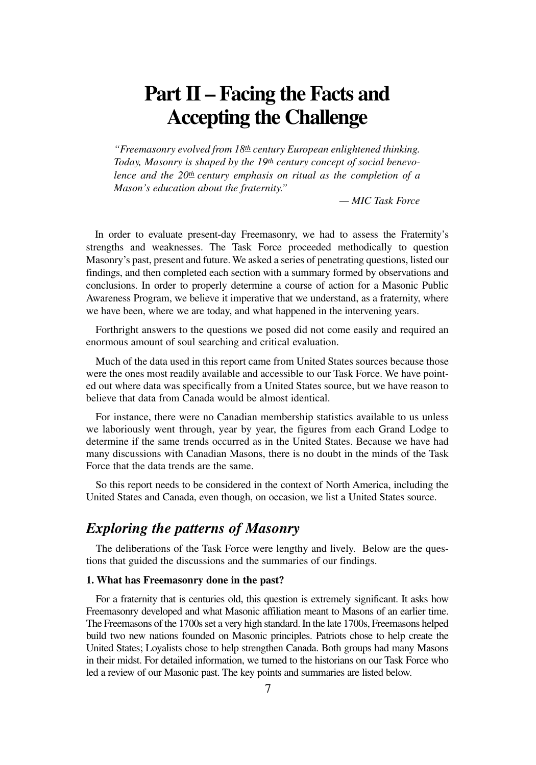# Part II – Facing the Facts and Accepting the Challenge

> *"Freemasonry evolved from 18th century European enlightened thinking. Today, Masonry is shaped by the 19th century concept of social benevolence and the 20th century emphasis on ritual as the completion of a Mason's education about the fraternity."*
>
> *— MIC Task Force*

In order to evaluate present-day Freemasonry, we had to assess the Fraternity's strengths and weaknesses. The Task Force proceeded methodically to question Masonry's past, present and future. We asked a series of penetrating questions, listed our findings, and then completed each section with a summary formed by observations and conclusions. In order to properly determine a course of action for a Masonic Public Awareness Program, we believe it imperative that we understand, as a fraternity, where we have been, where we are today, and what happened in the intervening years.

Forthright answers to the questions we posed did not come easily and required an enormous amount of soul searching and critical evaluation.

Much of the data used in this report came from United States sources because those were the ones most readily available and accessible to our Task Force. We have pointed out where data was specifically from a United States source, but we have reason to believe that data from Canada would be almost identical.

For instance, there were no Canadian membership statistics available to us unless we laboriously went through, year by year, the figures from each Grand Lodge to determine if the same trends occurred as in the United States. Because we have had many discussions with Canadian Masons, there is no doubt in the minds of the Task Force that the data trends are the same.

So this report needs to be considered in the context of North America, including the United States and Canada, even though, on occasion, we list a United States source.

## *Exploring the patterns of Masonry*

The deliberations of the Task Force were lengthy and lively. Below are the questions that guided the discussions and the summaries of our findings.

**1. What has Freemasonry done in the past?**

For a fraternity that is centuries old, this question is extremely significant. It asks how Freemasonry developed and what Masonic affiliation meant to Masons of an earlier time. The Freemasons of the 1700s set a very high standard. In the late 1700s, Freemasons helped build two new nations founded on Masonic principles. Patriots chose to help create the United States; Loyalists chose to help strengthen Canada. Both groups had many Masons in their midst. For detailed information, we turned to the historians on our Task Force who led a review of our Masonic past. The key points and summaries are listed below.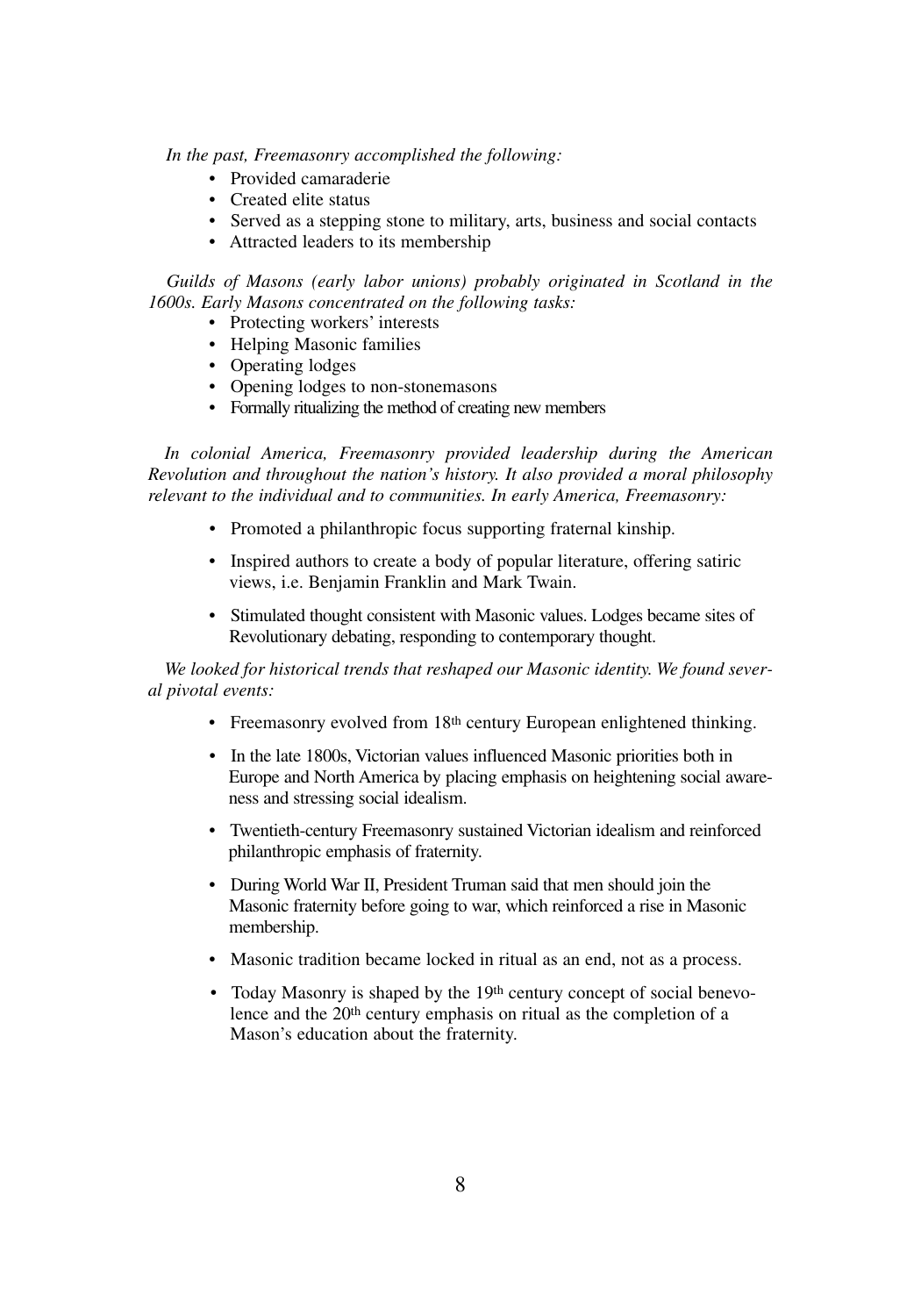*In the past, Freemasonry accomplished the following:*

- Provided camaraderie
- Created elite status
- Served as a stepping stone to military, arts, business and social contacts
- Attracted leaders to its membership

*Guilds of Masons (early labor unions) probably originated in Scotland in the 1600s. Early Masons concentrated on the following tasks:*

- Protecting workers' interests
- Helping Masonic families
- Operating lodges
- Opening lodges to non-stonemasons
- Formally ritualizing the method of creating new members

*In colonial America, Freemasonry provided leadership during the American Revolution and throughout the nation's history. It also provided a moral philosophy relevant to the individual and to communities. In early America, Freemasonry:*

- Promoted a philanthropic focus supporting fraternal kinship.
- Inspired authors to create a body of popular literature, offering satiric views, i.e. Benjamin Franklin and Mark Twain.
- Stimulated thought consistent with Masonic values. Lodges became sites of Revolutionary debating, responding to contemporary thought.

*We looked for historical trends that reshaped our Masonic identity. We found several pivotal events:*

- Freemasonry evolved from 18th century European enlightened thinking.
- In the late 1800s, Victorian values influenced Masonic priorities both in Europe and North America by placing emphasis on heightening social awareness and stressing social idealism.
- Twentieth-century Freemasonry sustained Victorian idealism and reinforced philanthropic emphasis of fraternity.
- During World War II, President Truman said that men should join the Masonic fraternity before going to war, which reinforced a rise in Masonic membership.
- Masonic tradition became locked in ritual as an end, not as a process.
- Today Masonry is shaped by the 19th century concept of social benevolence and the 20th century emphasis on ritual as the completion of a Mason's education about the fraternity.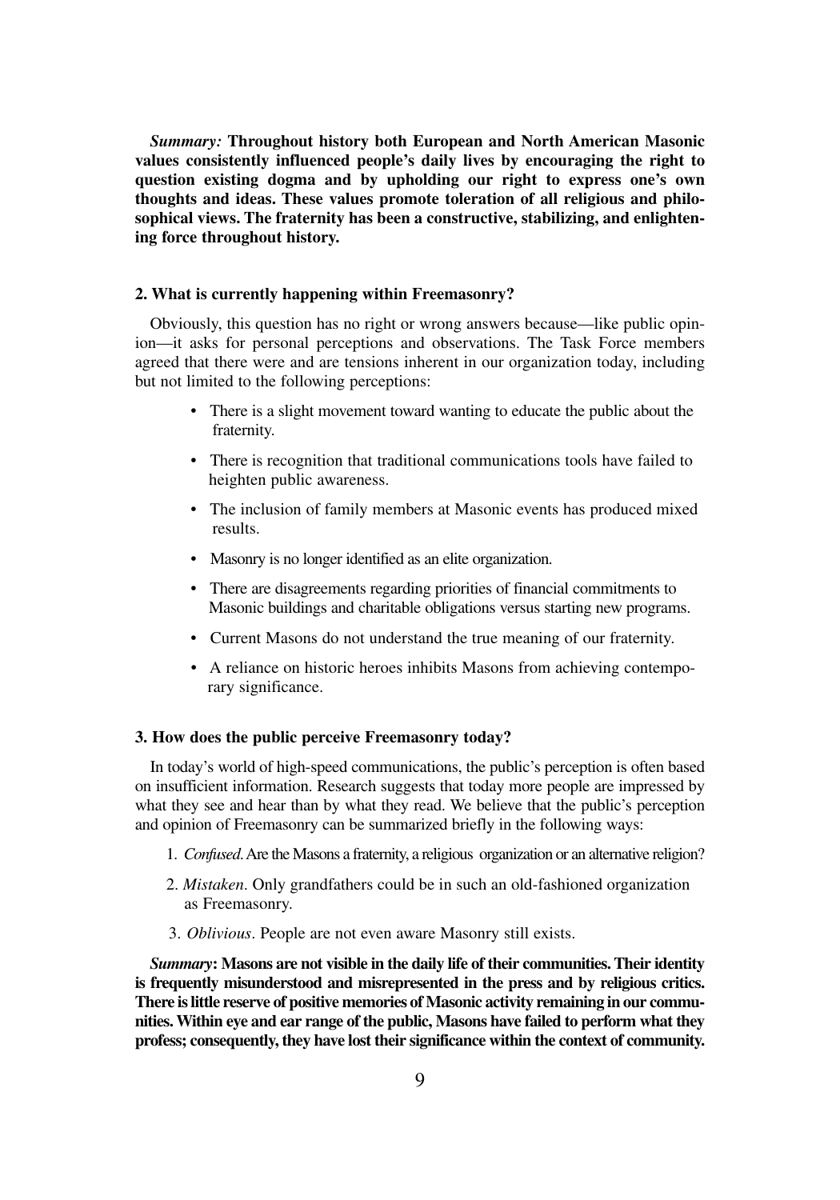***Summary:*** **Throughout history both European and North American Masonic values consistently influenced people's daily lives by encouraging the right to question existing dogma and by upholding our right to express one's own thoughts and ideas. These values promote toleration of all religious and philosophical views. The fraternity has been a constructive, stabilizing, and enlightening force throughout history.**

### 2. What is currently happening within Freemasonry?

Obviously, this question has no right or wrong answers because—like public opinion—it asks for personal perceptions and observations. The Task Force members agreed that there were and are tensions inherent in our organization today, including but not limited to the following perceptions:

- There is a slight movement toward wanting to educate the public about the fraternity.
- There is recognition that traditional communications tools have failed to heighten public awareness.
- The inclusion of family members at Masonic events has produced mixed results.
- Masonry is no longer identified as an elite organization.
- There are disagreements regarding priorities of financial commitments to Masonic buildings and charitable obligations versus starting new programs.
- Current Masons do not understand the true meaning of our fraternity.
- A reliance on historic heroes inhibits Masons from achieving contemporary significance.

### 3. How does the public perceive Freemasonry today?

In today's world of high-speed communications, the public's perception is often based on insufficient information. Research suggests that today more people are impressed by what they see and hear than by what they read. We believe that the public's perception and opinion of Freemasonry can be summarized briefly in the following ways:

1. *Confused*. Are the Masons a fraternity, a religious organization or an alternative religion?
2. *Mistaken*. Only grandfathers could be in such an old-fashioned organization as Freemasonry.
3. *Oblivious*. People are not even aware Masonry still exists.

***Summary*: Masons are not visible in the daily life of their communities. Their identity is frequently misunderstood and misrepresented in the press and by religious critics. There is little reserve of positive memories of Masonic activity remaining in our communities. Within eye and ear range of the public, Masons have failed to perform what they profess; consequently, they have lost their significance within the context of community.**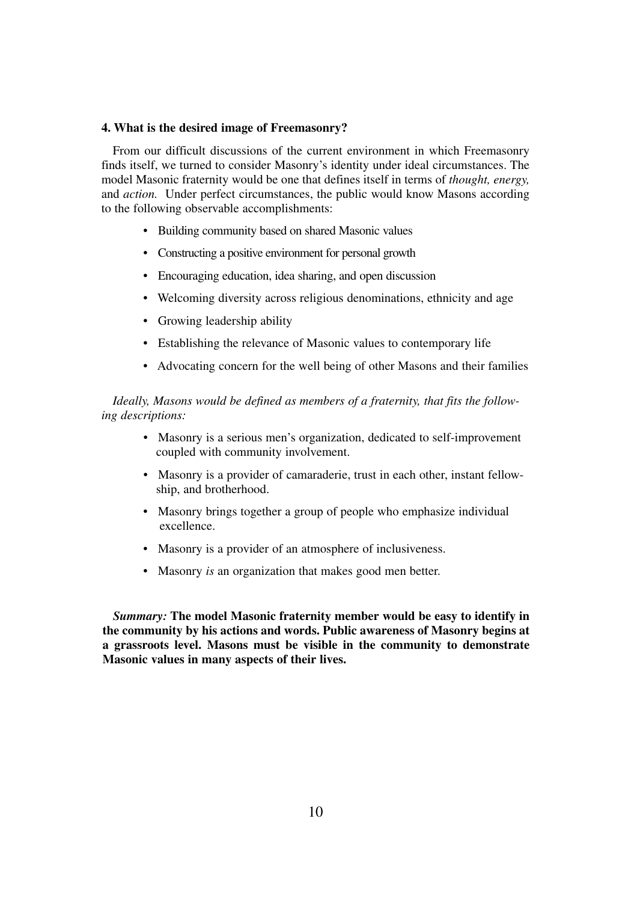### 4. What is the desired image of Freemasonry?

From our difficult discussions of the current environment in which Freemasonry finds itself, we turned to consider Masonry's identity under ideal circumstances. The model Masonic fraternity would be one that defines itself in terms of *thought, energy,* and *action.* Under perfect circumstances, the public would know Masons according to the following observable accomplishments:

- Building community based on shared Masonic values
- Constructing a positive environment for personal growth
- Encouraging education, idea sharing, and open discussion
- Welcoming diversity across religious denominations, ethnicity and age
- Growing leadership ability
- Establishing the relevance of Masonic values to contemporary life
- Advocating concern for the well being of other Masons and their families

*Ideally, Masons would be defined as members of a fraternity, that fits the following descriptions:*

- Masonry is a serious men's organization, dedicated to self-improvement coupled with community involvement.
- Masonry is a provider of camaraderie, trust in each other, instant fellowship, and brotherhood.
- Masonry brings together a group of people who emphasize individual excellence.
- Masonry is a provider of an atmosphere of inclusiveness.
- Masonry *is* an organization that makes good men better.

***Summary:*** **The model Masonic fraternity member would be easy to identify in the community by his actions and words. Public awareness of Masonry begins at a grassroots level. Masons must be visible in the community to demonstrate Masonic values in many aspects of their lives.**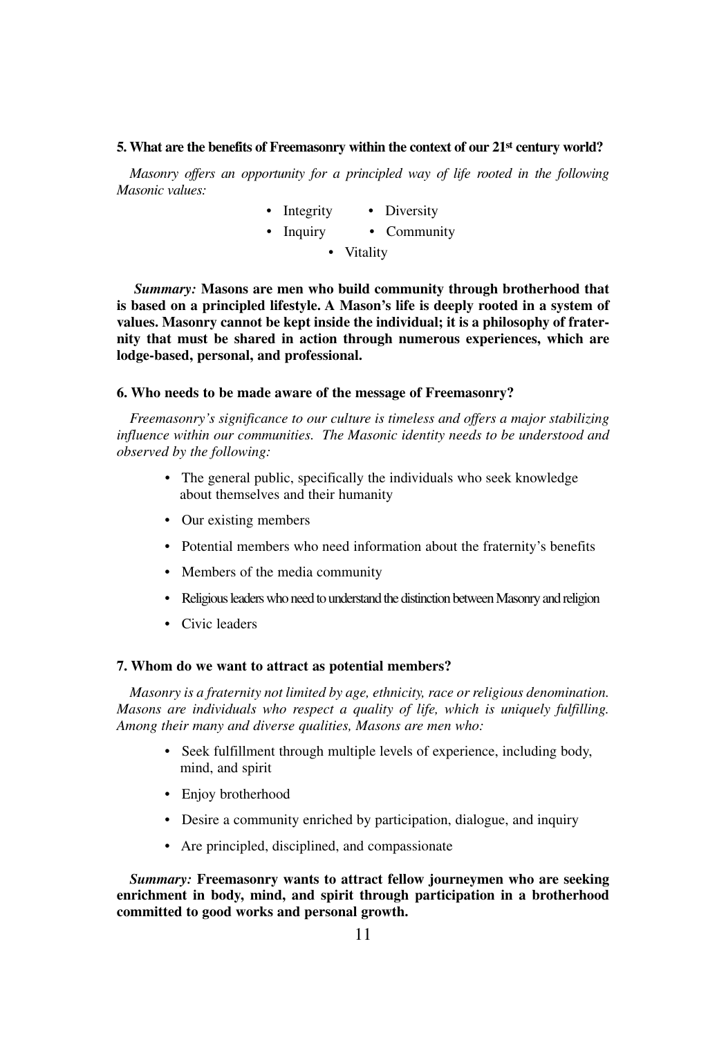**5. What are the benefits of Freemasonry within the context of our 21st century world?**

*Masonry offers an opportunity for a principled way of life rooted in the following Masonic values:*

- Integrity
- Diversity
- Inquiry
- Community
- Vitality

*Summary:* **Masons are men who build community through brotherhood that is based on a principled lifestyle. A Mason's life is deeply rooted in a system of values. Masonry cannot be kept inside the individual; it is a philosophy of fraternity that must be shared in action through numerous experiences, which are lodge-based, personal, and professional.**

**6. Who needs to be made aware of the message of Freemasonry?**

*Freemasonry's significance to our culture is timeless and offers a major stabilizing influence within our communities. The Masonic identity needs to be understood and observed by the following:*

- The general public, specifically the individuals who seek knowledge about themselves and their humanity
- Our existing members
- Potential members who need information about the fraternity's benefits
- Members of the media community
- Religious leaders who need to understand the distinction between Masonry and religion
- Civic leaders

**7. Whom do we want to attract as potential members?**

*Masonry is a fraternity not limited by age, ethnicity, race or religious denomination. Masons are individuals who respect a quality of life, which is uniquely fulfilling. Among their many and diverse qualities, Masons are men who:*

- Seek fulfillment through multiple levels of experience, including body, mind, and spirit
- Enjoy brotherhood
- Desire a community enriched by participation, dialogue, and inquiry
- Are principled, disciplined, and compassionate

*Summary:* **Freemasonry wants to attract fellow journeymen who are seeking enrichment in body, mind, and spirit through participation in a brotherhood committed to good works and personal growth.**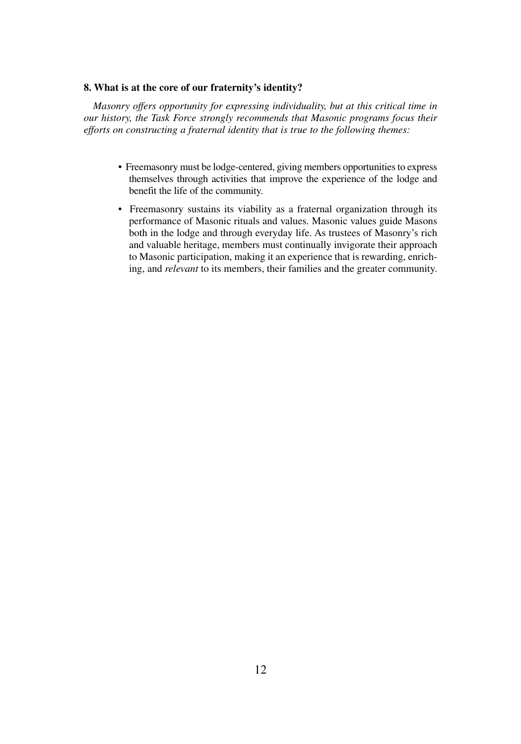**8. What is at the core of our fraternity's identity?**

*Masonry offers opportunity for expressing individuality, but at this critical time in our history, the Task Force strongly recommends that Masonic programs focus their efforts on constructing a fraternal identity that is true to the following themes:*

- Freemasonry must be lodge-centered, giving members opportunities to express themselves through activities that improve the experience of the lodge and benefit the life of the community.
- Freemasonry sustains its viability as a fraternal organization through its performance of Masonic rituals and values. Masonic values guide Masons both in the lodge and through everyday life. As trustees of Masonry's rich and valuable heritage, members must continually invigorate their approach to Masonic participation, making it an experience that is rewarding, enriching, and *relevant* to its members, their families and the greater community.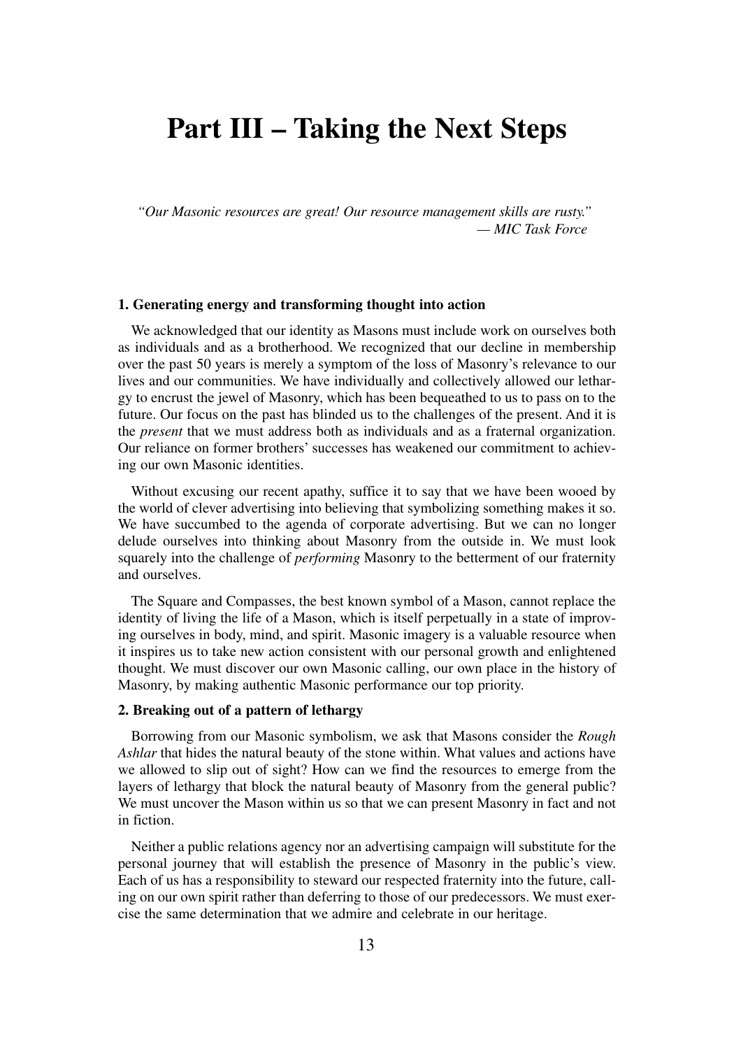# Part III – Taking the Next Steps

> *"Our Masonic resources are great! Our resource management skills are rusty."*
> *— MIC Task Force*

### 1. Generating energy and transforming thought into action

We acknowledged that our identity as Masons must include work on ourselves both as individuals and as a brotherhood. We recognized that our decline in membership over the past 50 years is merely a symptom of the loss of Masonry's relevance to our lives and our communities. We have individually and collectively allowed our lethargy to encrust the jewel of Masonry, which has been bequeathed to us to pass on to the future. Our focus on the past has blinded us to the challenges of the present. And it is the *present* that we must address both as individuals and as a fraternal organization. Our reliance on former brothers' successes has weakened our commitment to achieving our own Masonic identities.

Without excusing our recent apathy, suffice it to say that we have been wooed by the world of clever advertising into believing that symbolizing something makes it so. We have succumbed to the agenda of corporate advertising. But we can no longer delude ourselves into thinking about Masonry from the outside in. We must look squarely into the challenge of *performing* Masonry to the betterment of our fraternity and ourselves.

The Square and Compasses, the best known symbol of a Mason, cannot replace the identity of living the life of a Mason, which is itself perpetually in a state of improving ourselves in body, mind, and spirit. Masonic imagery is a valuable resource when it inspires us to take new action consistent with our personal growth and enlightened thought. We must discover our own Masonic calling, our own place in the history of Masonry, by making authentic Masonic performance our top priority.

### 2. Breaking out of a pattern of lethargy

Borrowing from our Masonic symbolism, we ask that Masons consider the *Rough Ashlar* that hides the natural beauty of the stone within. What values and actions have we allowed to slip out of sight? How can we find the resources to emerge from the layers of lethargy that block the natural beauty of Masonry from the general public? We must uncover the Mason within us so that we can present Masonry in fact and not in fiction.

Neither a public relations agency nor an advertising campaign will substitute for the personal journey that will establish the presence of Masonry in the public's view. Each of us has a responsibility to steward our respected fraternity into the future, calling on our own spirit rather than deferring to those of our predecessors. We must exercise the same determination that we admire and celebrate in our heritage.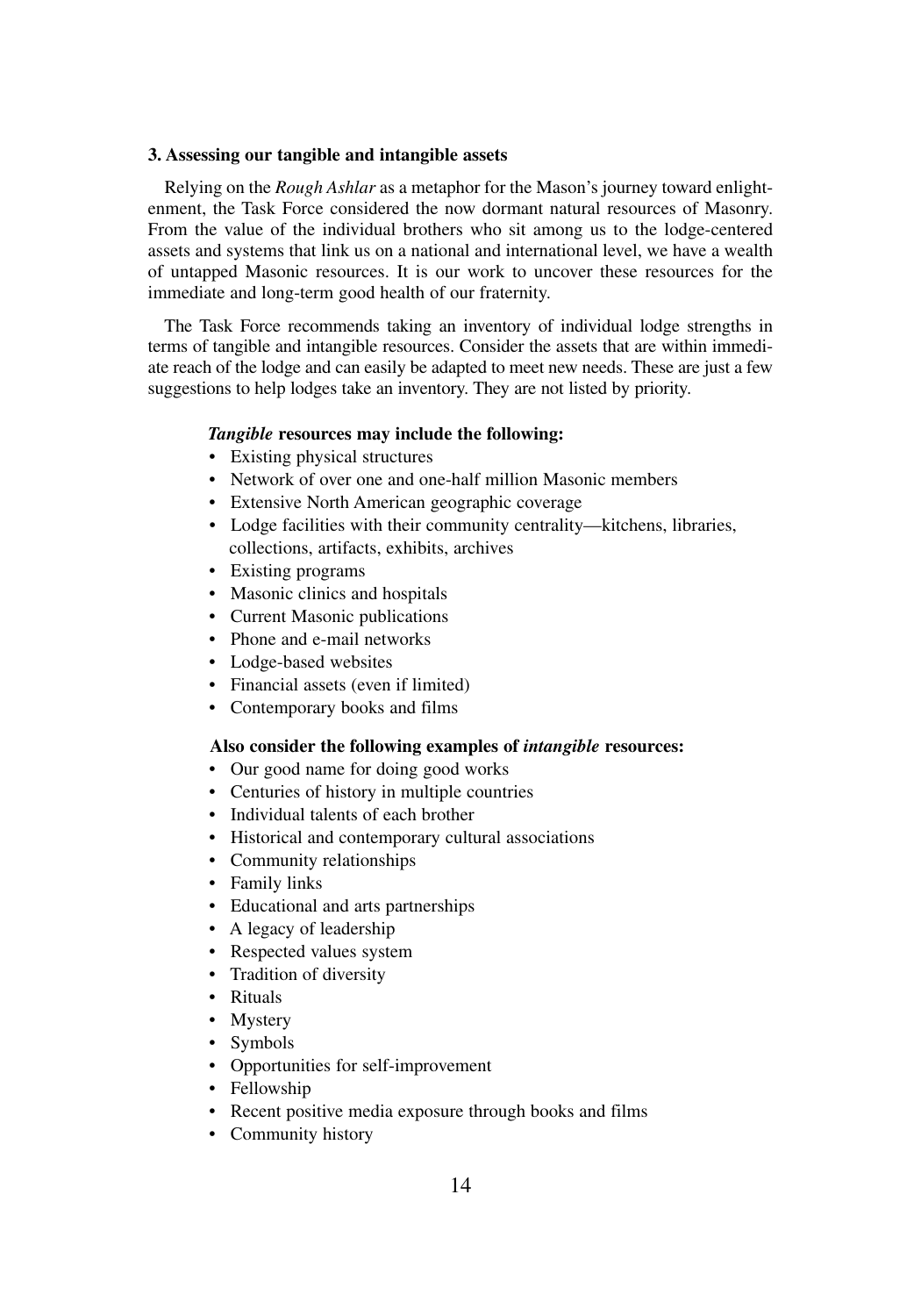### 3. Assessing our tangible and intangible assets

Relying on the *Rough Ashlar* as a metaphor for the Mason's journey toward enlightenment, the Task Force considered the now dormant natural resources of Masonry. From the value of the individual brothers who sit among us to the lodge-centered assets and systems that link us on a national and international level, we have a wealth of untapped Masonic resources. It is our work to uncover these resources for the immediate and long-term good health of our fraternity.

The Task Force recommends taking an inventory of individual lodge strengths in terms of tangible and intangible resources. Consider the assets that are within immediate reach of the lodge and can easily be adapted to meet new needs. These are just a few suggestions to help lodges take an inventory. They are not listed by priority.

***Tangible* resources may include the following:**

- Existing physical structures
- Network of over one and one-half million Masonic members
- Extensive North American geographic coverage
- Lodge facilities with their community centrality—kitchens, libraries, collections, artifacts, exhibits, archives
- Existing programs
- Masonic clinics and hospitals
- Current Masonic publications
- Phone and e-mail networks
- Lodge-based websites
- Financial assets (even if limited)
- Contemporary books and films

**Also consider the following examples of *intangible* resources:**

- Our good name for doing good works
- Centuries of history in multiple countries
- Individual talents of each brother
- Historical and contemporary cultural associations
- Community relationships
- Family links
- Educational and arts partnerships
- A legacy of leadership
- Respected values system
- Tradition of diversity
- Rituals
- Mystery
- Symbols
- Opportunities for self-improvement
- Fellowship
- Recent positive media exposure through books and films
- Community history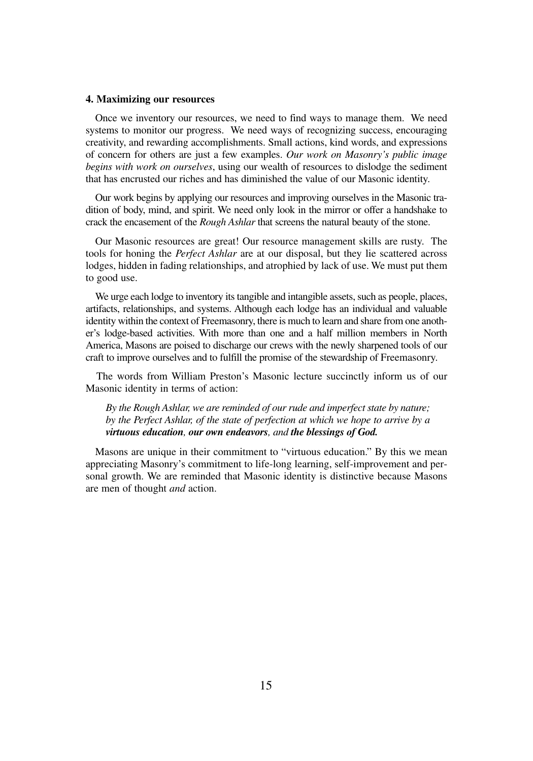**4. Maximizing our resources**

Once we inventory our resources, we need to find ways to manage them. We need systems to monitor our progress. We need ways of recognizing success, encouraging creativity, and rewarding accomplishments. Small actions, kind words, and expressions of concern for others are just a few examples. *Our work on Masonry's public image begins with work on ourselves*, using our wealth of resources to dislodge the sediment that has encrusted our riches and has diminished the value of our Masonic identity.

Our work begins by applying our resources and improving ourselves in the Masonic tradition of body, mind, and spirit. We need only look in the mirror or offer a handshake to crack the encasement of the *Rough Ashlar* that screens the natural beauty of the stone.

Our Masonic resources are great! Our resource management skills are rusty. The tools for honing the *Perfect Ashlar* are at our disposal, but they lie scattered across lodges, hidden in fading relationships, and atrophied by lack of use. We must put them to good use.

We urge each lodge to inventory its tangible and intangible assets, such as people, places, artifacts, relationships, and systems. Although each lodge has an individual and valuable identity within the context of Freemasonry, there is much to learn and share from one another's lodge-based activities. With more than one and a half million members in North America, Masons are poised to discharge our crews with the newly sharpened tools of our craft to improve ourselves and to fulfill the promise of the stewardship of Freemasonry.

The words from William Preston's Masonic lecture succinctly inform us of our Masonic identity in terms of action:

> *By the Rough Ashlar, we are reminded of our rude and imperfect state by nature; by the Perfect Ashlar, of the state of perfection at which we hope to arrive by a* ***virtuous education****,* ***our own endeavors****, and* ***the blessings of God.***

Masons are unique in their commitment to "virtuous education." By this we mean appreciating Masonry's commitment to life-long learning, self-improvement and personal growth. We are reminded that Masonic identity is distinctive because Masons are men of thought *and* action.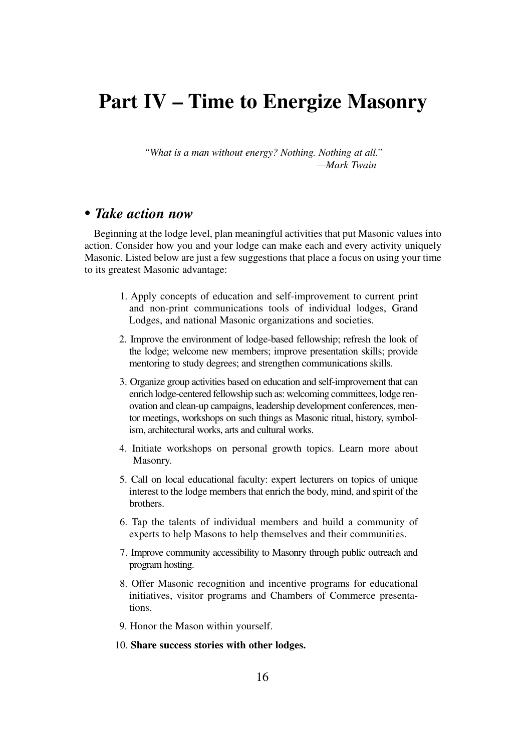# Part IV – Time to Energize Masonry

*"What is a man without energy? Nothing. Nothing at all."*
*—Mark Twain*

## • *Take action now*

Beginning at the lodge level, plan meaningful activities that put Masonic values into action. Consider how you and your lodge can make each and every activity uniquely Masonic. Listed below are just a few suggestions that place a focus on using your time to its greatest Masonic advantage:

1. Apply concepts of education and self-improvement to current print and non-print communications tools of individual lodges, Grand Lodges, and national Masonic organizations and societies.
2. Improve the environment of lodge-based fellowship; refresh the look of the lodge; welcome new members; improve presentation skills; provide mentoring to study degrees; and strengthen communications skills.
3. Organize group activities based on education and self-improvement that can enrich lodge-centered fellowship such as: welcoming committees, lodge renovation and clean-up campaigns, leadership development conferences, mentor meetings, workshops on such things as Masonic ritual, history, symbolism, architectural works, arts and cultural works.
4. Initiate workshops on personal growth topics. Learn more about Masonry.
5. Call on local educational faculty: expert lecturers on topics of unique interest to the lodge members that enrich the body, mind, and spirit of the brothers.
6. Tap the talents of individual members and build a community of experts to help Masons to help themselves and their communities.
7. Improve community accessibility to Masonry through public outreach and program hosting.
8. Offer Masonic recognition and incentive programs for educational initiatives, visitor programs and Chambers of Commerce presentations.
9. Honor the Mason within yourself.
10. **Share success stories with other lodges.**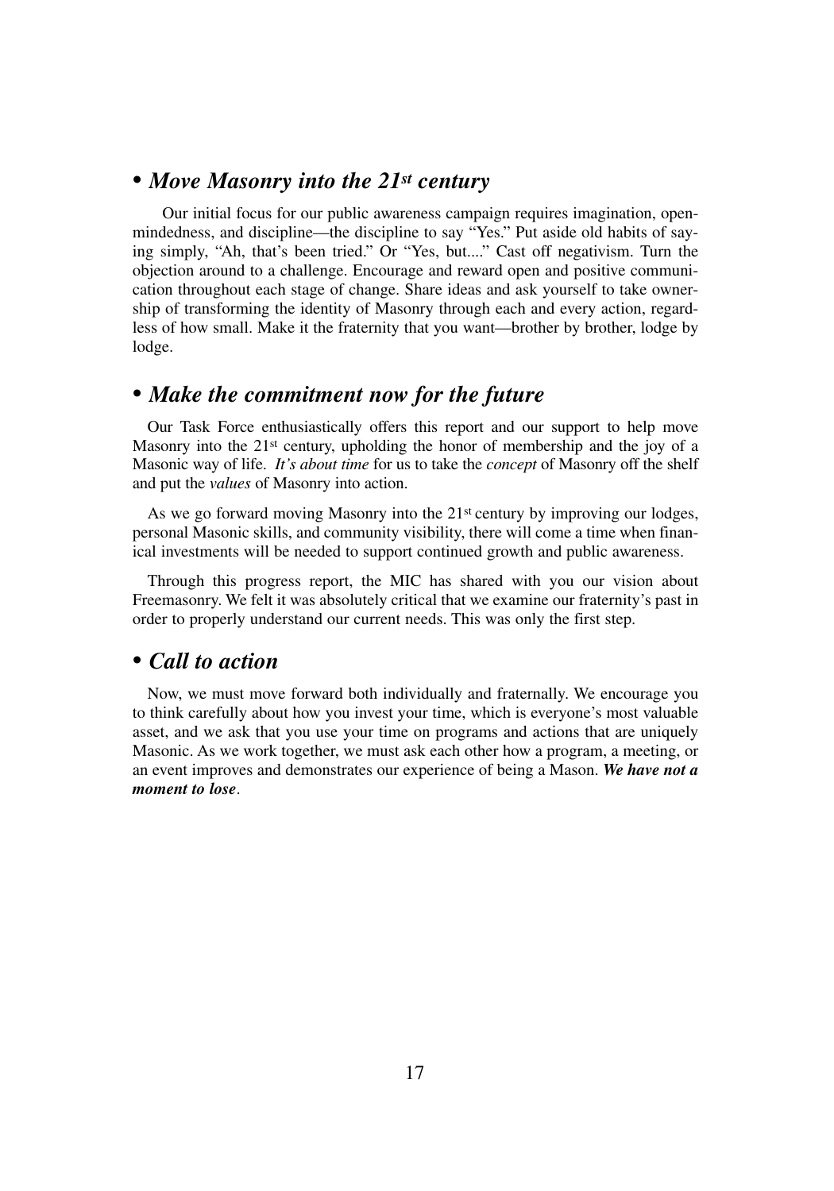## • *Move Masonry into the 21st century*

Our initial focus for our public awareness campaign requires imagination, open-mindedness, and discipline—the discipline to say "Yes." Put aside old habits of saying simply, "Ah, that's been tried." Or "Yes, but...." Cast off negativism. Turn the objection around to a challenge. Encourage and reward open and positive communication throughout each stage of change. Share ideas and ask yourself to take ownership of transforming the identity of Masonry through each and every action, regardless of how small. Make it the fraternity that you want—brother by brother, lodge by lodge.

## • *Make the commitment now for the future*

Our Task Force enthusiastically offers this report and our support to help move Masonry into the 21st century, upholding the honor of membership and the joy of a Masonic way of life. *It's about time* for us to take the *concept* of Masonry off the shelf and put the *values* of Masonry into action.

As we go forward moving Masonry into the 21st century by improving our lodges, personal Masonic skills, and community visibility, there will come a time when financial investments will be needed to support continued growth and public awareness.

Through this progress report, the MIC has shared with you our vision about Freemasonry. We felt it was absolutely critical that we examine our fraternity's past in order to properly understand our current needs. This was only the first step.

## • *Call to action*

Now, we must move forward both individually and fraternally. We encourage you to think carefully about how you invest your time, which is everyone's most valuable asset, and we ask that you use your time on programs and actions that are uniquely Masonic. As we work together, we must ask each other how a program, a meeting, or an event improves and demonstrates our experience of being a Mason. ***We have not a moment to lose***.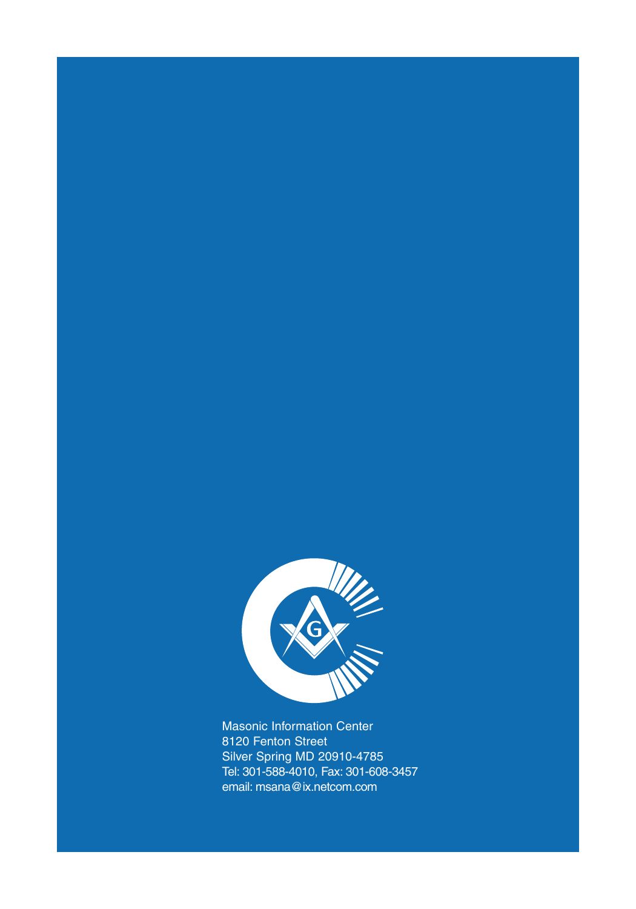Masonic Information Center
8120 Fenton Street
Silver Spring MD 20910-4785
Tel: 301-588-4010, Fax: 301-608-3457
email: msana@ix.netcom.com